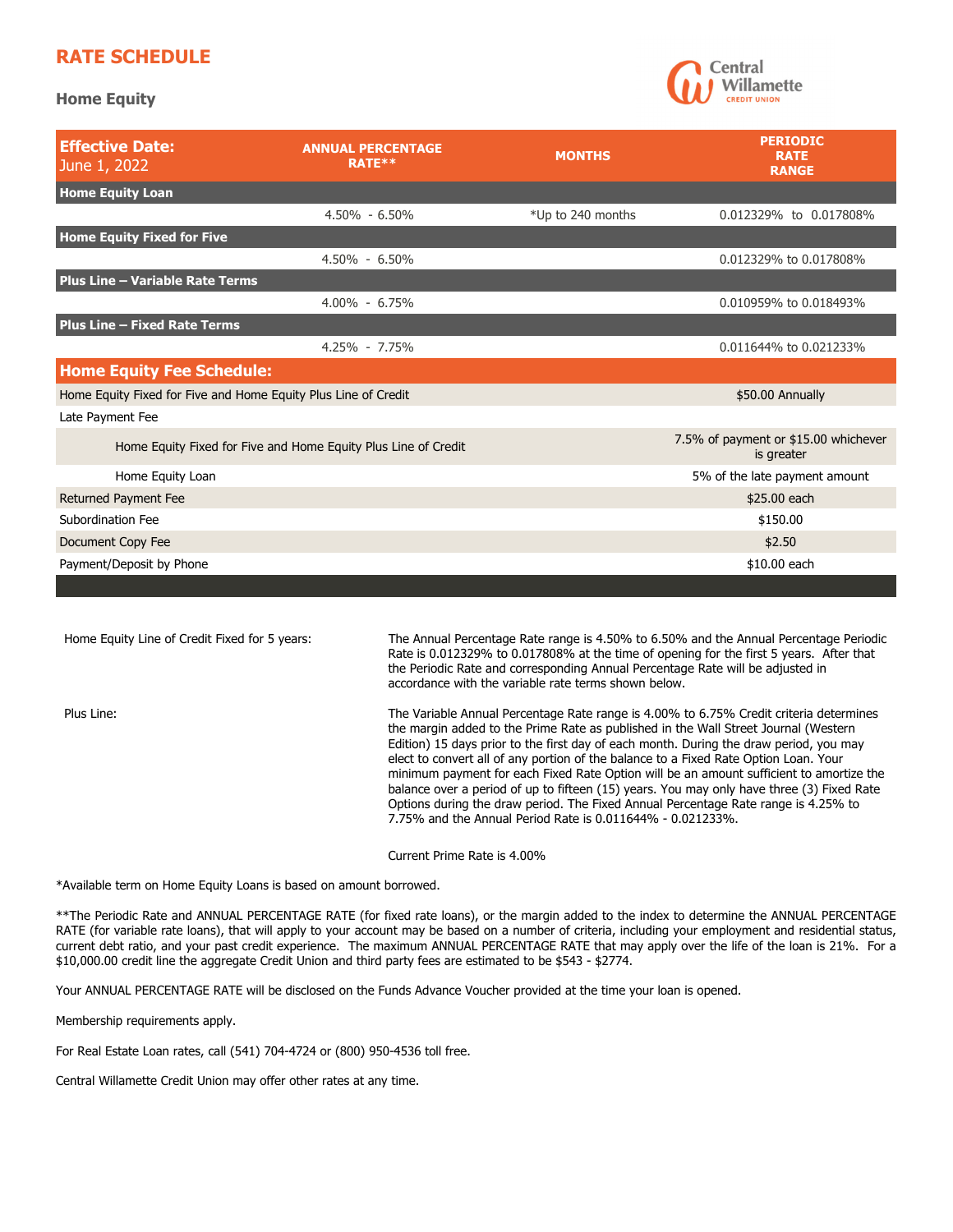# RATE SCHEDULE

## Home Equity

Central Willamette CREDIT UNION

| Effective Date: June 1, 2022 | ANNUAL PERCENTAGE RATE** | MONTHS | PERIODIC RATE RANGE |
|---|---|---|---|
| **Home Equity Loan** | | | |
| | 4.50% - 6.50% | *Up to 240 months | 0.012329% to 0.017808% |
| **Home Equity Fixed for Five** | | | |
| | 4.50% - 6.50% | | 0.012329% to 0.017808% |
| **Plus Line – Variable Rate Terms** | | | |
| | 4.00% - 6.75% | | 0.010959% to 0.018493% |
| **Plus Line – Fixed Rate Terms** | | | |
| | 4.25% - 7.75% | | 0.011644% to 0.021233% |

| Home Equity Fee Schedule: | |
|---|---|
| Home Equity Fixed for Five and Home Equity Plus Line of Credit | $50.00 Annually |
| Late Payment Fee | |
| Home Equity Fixed for Five and Home Equity Plus Line of Credit | 7.5% of payment or $15.00 whichever is greater |
| Home Equity Loan | 5% of the late payment amount |
| Returned Payment Fee | $25.00 each |
| Subordination Fee | $150.00 |
| Document Copy Fee | $2.50 |
| Payment/Deposit by Phone | $10.00 each |

**Home Equity Line of Credit Fixed for 5 years:** The Annual Percentage Rate range is 4.50% to 6.50% and the Annual Percentage Periodic Rate is 0.012329% to 0.017808% at the time of opening for the first 5 years. After that the Periodic Rate and corresponding Annual Percentage Rate will be adjusted in accordance with the variable rate terms shown below.

**Plus Line:** The Variable Annual Percentage Rate range is 4.00% to 6.75% Credit criteria determines the margin added to the Prime Rate as published in the Wall Street Journal (Western Edition) 15 days prior to the first day of each month. During the draw period, you may elect to convert all of any portion of the balance to a Fixed Rate Option Loan. Your minimum payment for each Fixed Rate Option will be an amount sufficient to amortize the balance over a period of up to fifteen (15) years. You may only have three (3) Fixed Rate Options during the draw period. The Fixed Annual Percentage Rate range is 4.25% to 7.75% and the Annual Period Rate is 0.011644% - 0.021233%.

Current Prime Rate is 4.00%

*Available term on Home Equity Loans is based on amount borrowed.

**The Periodic Rate and ANNUAL PERCENTAGE RATE (for fixed rate loans), or the margin added to the index to determine the ANNUAL PERCENTAGE RATE (for variable rate loans), that will apply to your account may be based on a number of criteria, including your employment and residential status, current debt ratio, and your past credit experience. The maximum ANNUAL PERCENTAGE RATE that may apply over the life of the loan is 21%. For a $10,000.00 credit line the aggregate Credit Union and third party fees are estimated to be $543 - $2774.

Your ANNUAL PERCENTAGE RATE will be disclosed on the Funds Advance Voucher provided at the time your loan is opened.

Membership requirements apply.

For Real Estate Loan rates, call (541) 704-4724 or (800) 950-4536 toll free.

Central Willamette Credit Union may offer other rates at any time.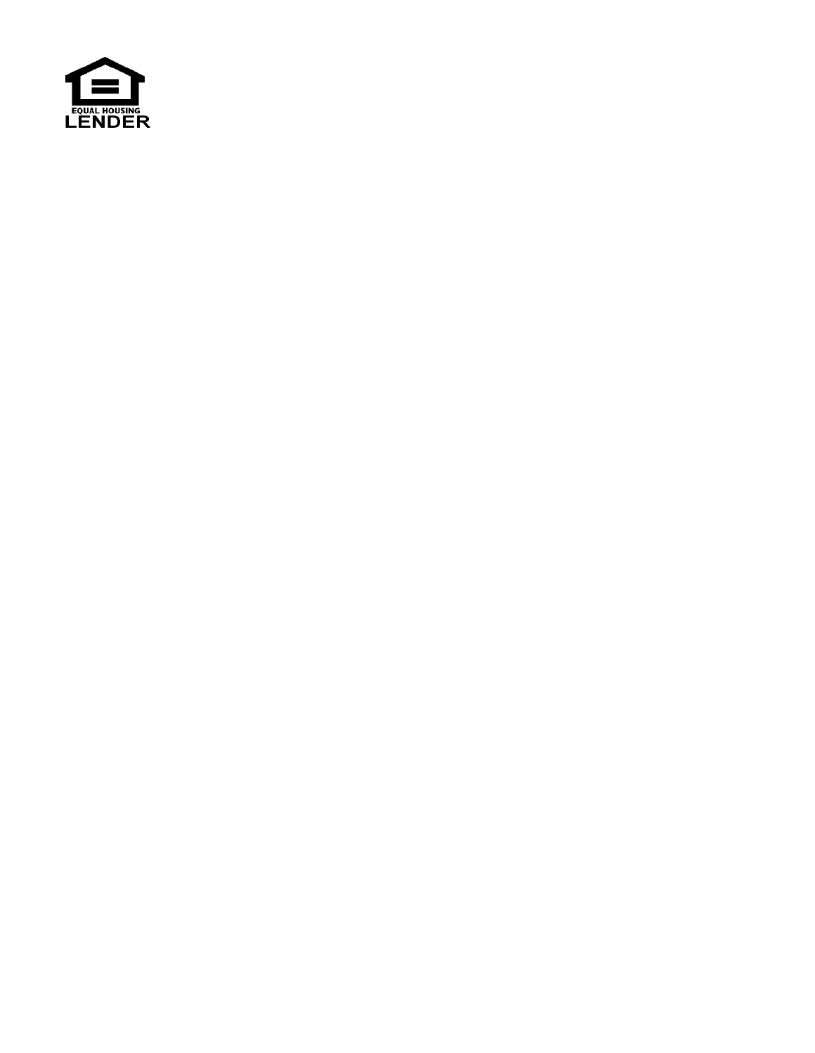EQUAL HOUSING
LENDER